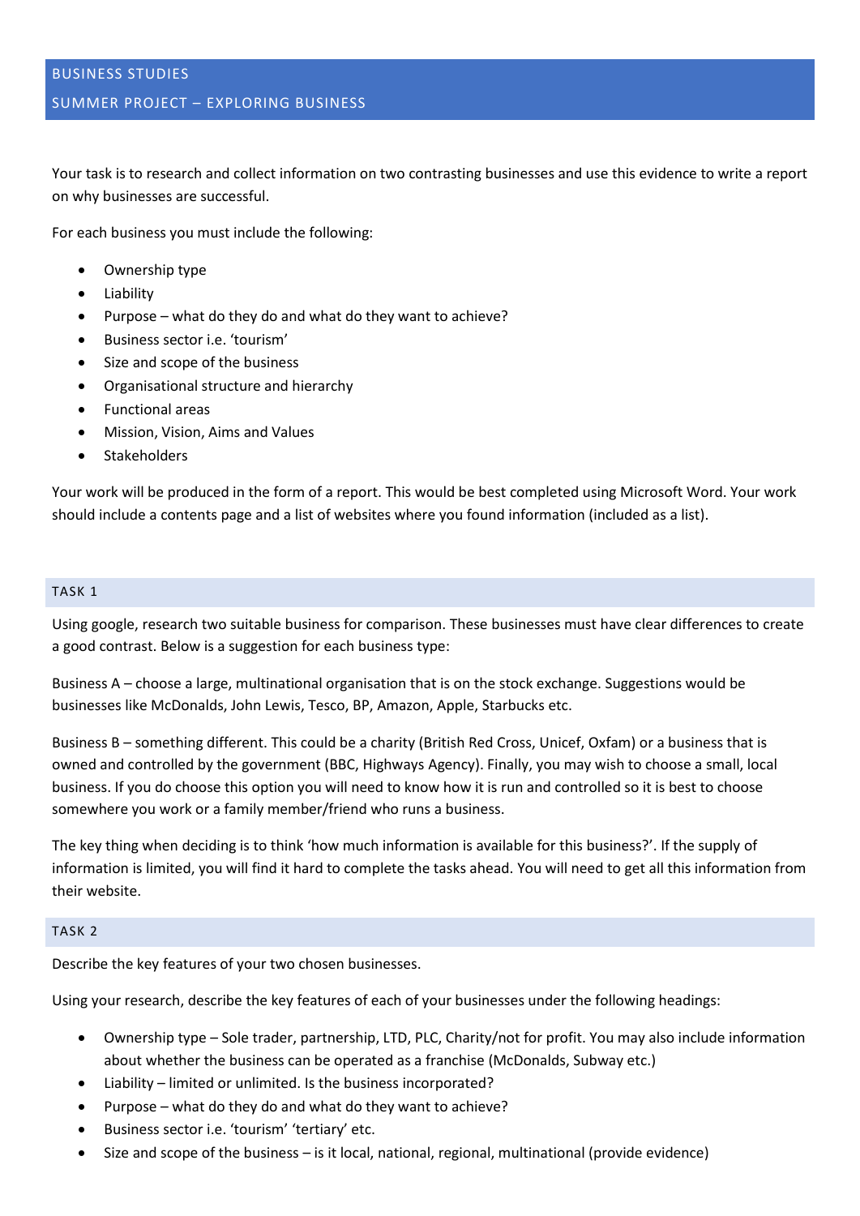# BUSINESS STUDIES

## SUMMER PROJECT – EXPLORING BUSINESS

Your task is to research and collect information on two contrasting businesses and use this evidence to write a report on why businesses are successful.

For each business you must include the following:

- Ownership type
- Liability
- Purpose – what do they do and what do they want to achieve?
- Business sector i.e. 'tourism'
- Size and scope of the business
- Organisational structure and hierarchy
- Functional areas
- Mission, Vision, Aims and Values
- Stakeholders

Your work will be produced in the form of a report. This would be best completed using Microsoft Word. Your work should include a contents page and a list of websites where you found information (included as a list).

### TASK 1

Using google, research two suitable business for comparison. These businesses must have clear differences to create a good contrast. Below is a suggestion for each business type:

Business A – choose a large, multinational organisation that is on the stock exchange. Suggestions would be businesses like McDonalds, John Lewis, Tesco, BP, Amazon, Apple, Starbucks etc.

Business B – something different. This could be a charity (British Red Cross, Unicef, Oxfam) or a business that is owned and controlled by the government (BBC, Highways Agency). Finally, you may wish to choose a small, local business. If you do choose this option you will need to know how it is run and controlled so it is best to choose somewhere you work or a family member/friend who runs a business.

The key thing when deciding is to think 'how much information is available for this business?'. If the supply of information is limited, you will find it hard to complete the tasks ahead. You will need to get all this information from their website.

### TASK 2

Describe the key features of your two chosen businesses.

Using your research, describe the key features of each of your businesses under the following headings:

- Ownership type – Sole trader, partnership, LTD, PLC, Charity/not for profit. You may also include information about whether the business can be operated as a franchise (McDonalds, Subway etc.)
- Liability – limited or unlimited. Is the business incorporated?
- Purpose – what do they do and what do they want to achieve?
- Business sector i.e. 'tourism' 'tertiary' etc.
- Size and scope of the business – is it local, national, regional, multinational (provide evidence)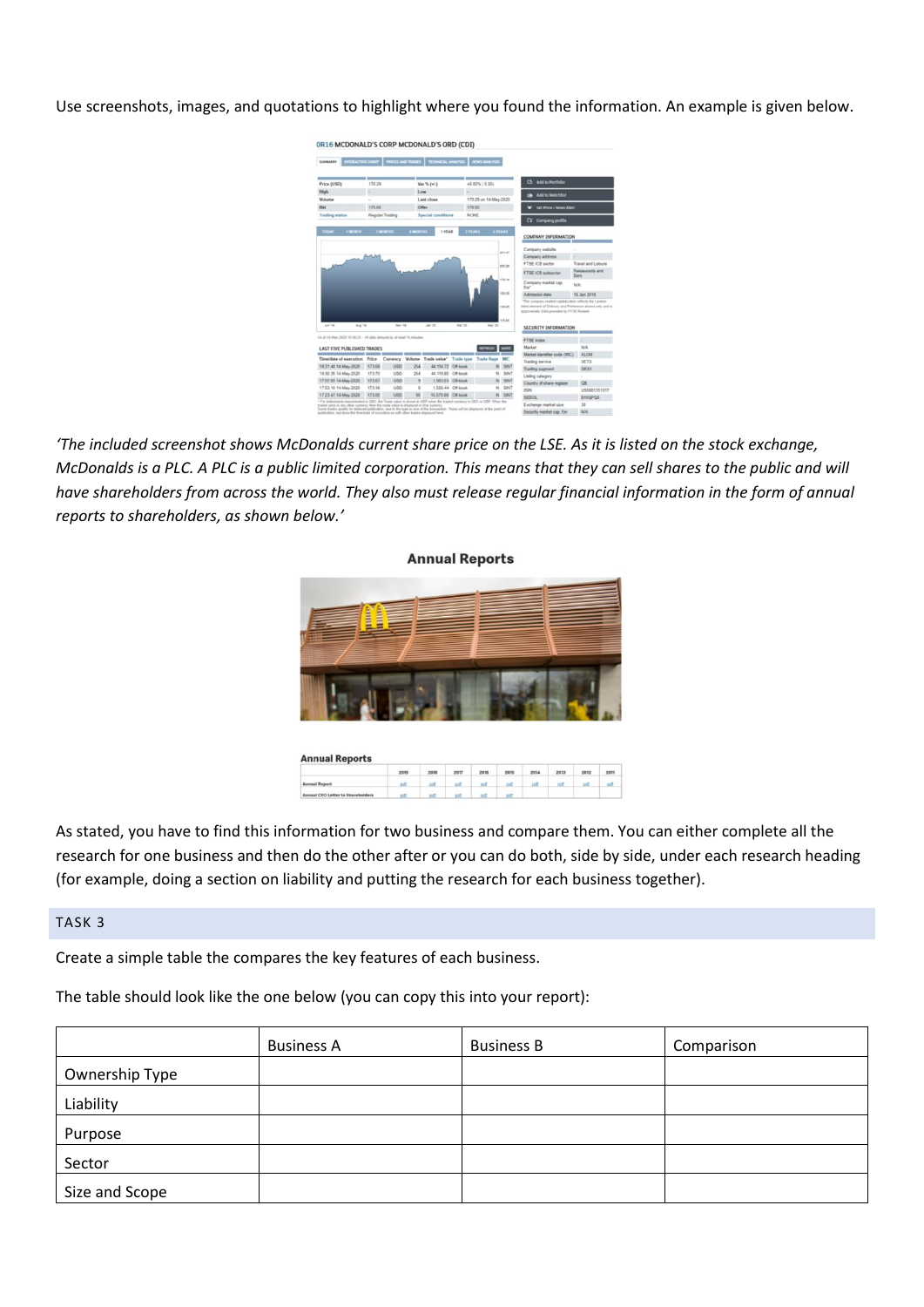Use screenshots, images, and quotations to highlight where you found the information. An example is given below.

*'The included screenshot shows McDonalds current share price on the LSE. As it is listed on the stock exchange, McDonalds is a PLC. A PLC is a public limited corporation. This means that they can sell shares to the public and will have shareholders from across the world. They also must release regular financial information in the form of annual reports to shareholders, as shown below.'*

As stated, you have to find this information for two business and compare them. You can either complete all the research for one business and then do the other after or you can do both, side by side, under each research heading (for example, doing a section on liability and putting the research for each business together).

## TASK 3

Create a simple table the compares the key features of each business.

The table should look like the one below (you can copy this into your report):

| | Business A | Business B | Comparison |
|---|---|---|---|
| Ownership Type | | | |
| Liability | | | |
| Purpose | | | |
| Sector | | | |
| Size and Scope | | | |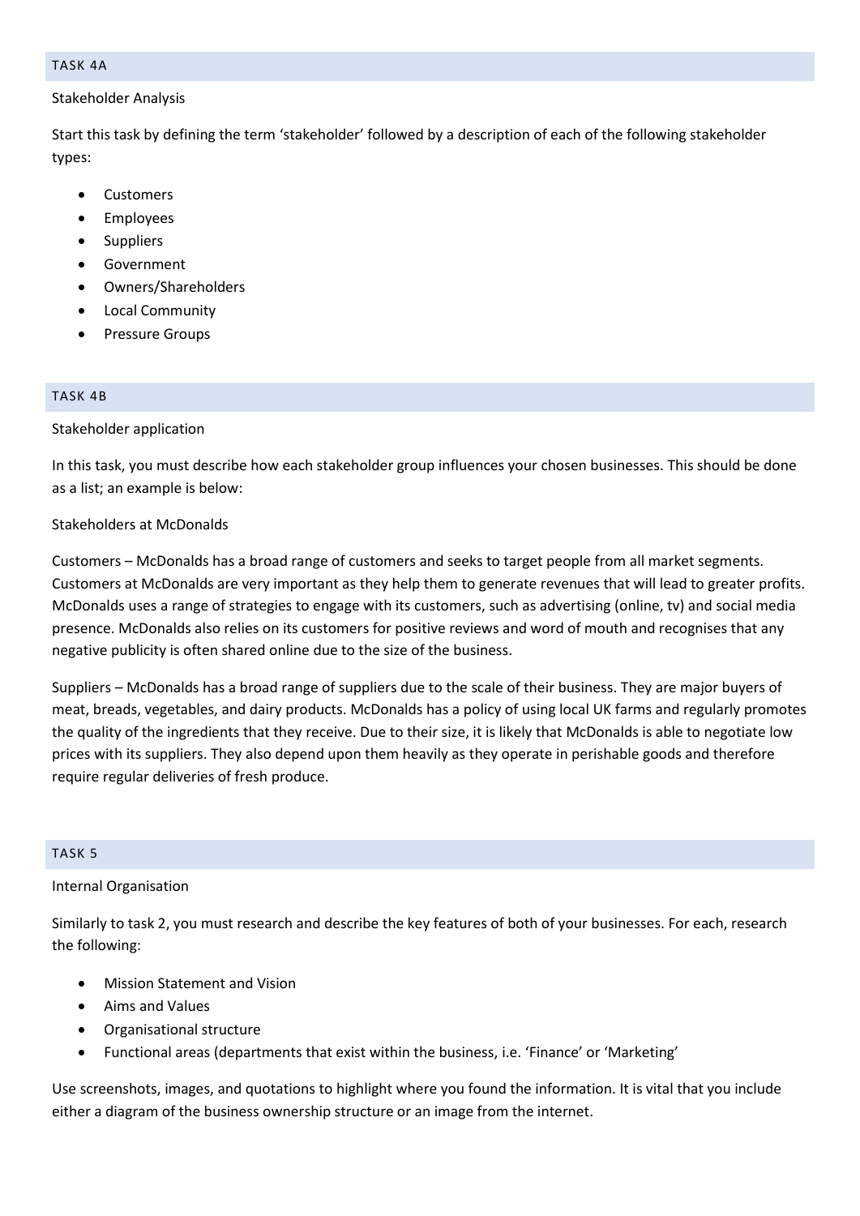## TASK 4A

Stakeholder Analysis

Start this task by defining the term 'stakeholder' followed by a description of each of the following stakeholder types:

- Customers
- Employees
- Suppliers
- Government
- Owners/Shareholders
- Local Community
- Pressure Groups

## TASK 4B

Stakeholder application

In this task, you must describe how each stakeholder group influences your chosen businesses. This should be done as a list; an example is below:

Stakeholders at McDonalds

Customers – McDonalds has a broad range of customers and seeks to target people from all market segments. Customers at McDonalds are very important as they help them to generate revenues that will lead to greater profits. McDonalds uses a range of strategies to engage with its customers, such as advertising (online, tv) and social media presence. McDonalds also relies on its customers for positive reviews and word of mouth and recognises that any negative publicity is often shared online due to the size of the business.

Suppliers – McDonalds has a broad range of suppliers due to the scale of their business. They are major buyers of meat, breads, vegetables, and dairy products. McDonalds has a policy of using local UK farms and regularly promotes the quality of the ingredients that they receive. Due to their size, it is likely that McDonalds is able to negotiate low prices with its suppliers. They also depend upon them heavily as they operate in perishable goods and therefore require regular deliveries of fresh produce.

## TASK 5

Internal Organisation

Similarly to task 2, you must research and describe the key features of both of your businesses. For each, research the following:

- Mission Statement and Vision
- Aims and Values
- Organisational structure
- Functional areas (departments that exist within the business, i.e. 'Finance' or 'Marketing'

Use screenshots, images, and quotations to highlight where you found the information. It is vital that you include either a diagram of the business ownership structure or an image from the internet.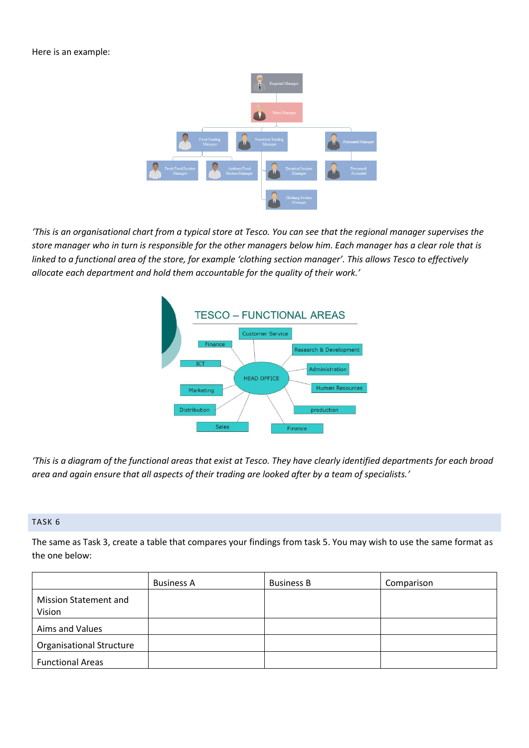Here is an example:

*'This is an organisational chart from a typical store at Tesco. You can see that the regional manager supervises the store manager who in turn is responsible for the other managers below him. Each manager has a clear role that is linked to a functional area of the store, for example 'clothing section manager'. This allows Tesco to effectively allocate each department and hold them accountable for the quality of their work.'*

*'This is a diagram of the functional areas that exist at Tesco. They have clearly identified departments for each broad area and again ensure that all aspects of their trading are looked after by a team of specialists.'*

## TASK 6

The same as Task 3, create a table that compares your findings from task 5. You may wish to use the same format as the one below:

| | Business A | Business B | Comparison |
|---|---|---|---|
| Mission Statement and Vision | | | |
| Aims and Values | | | |
| Organisational Structure | | | |
| Functional Areas | | | |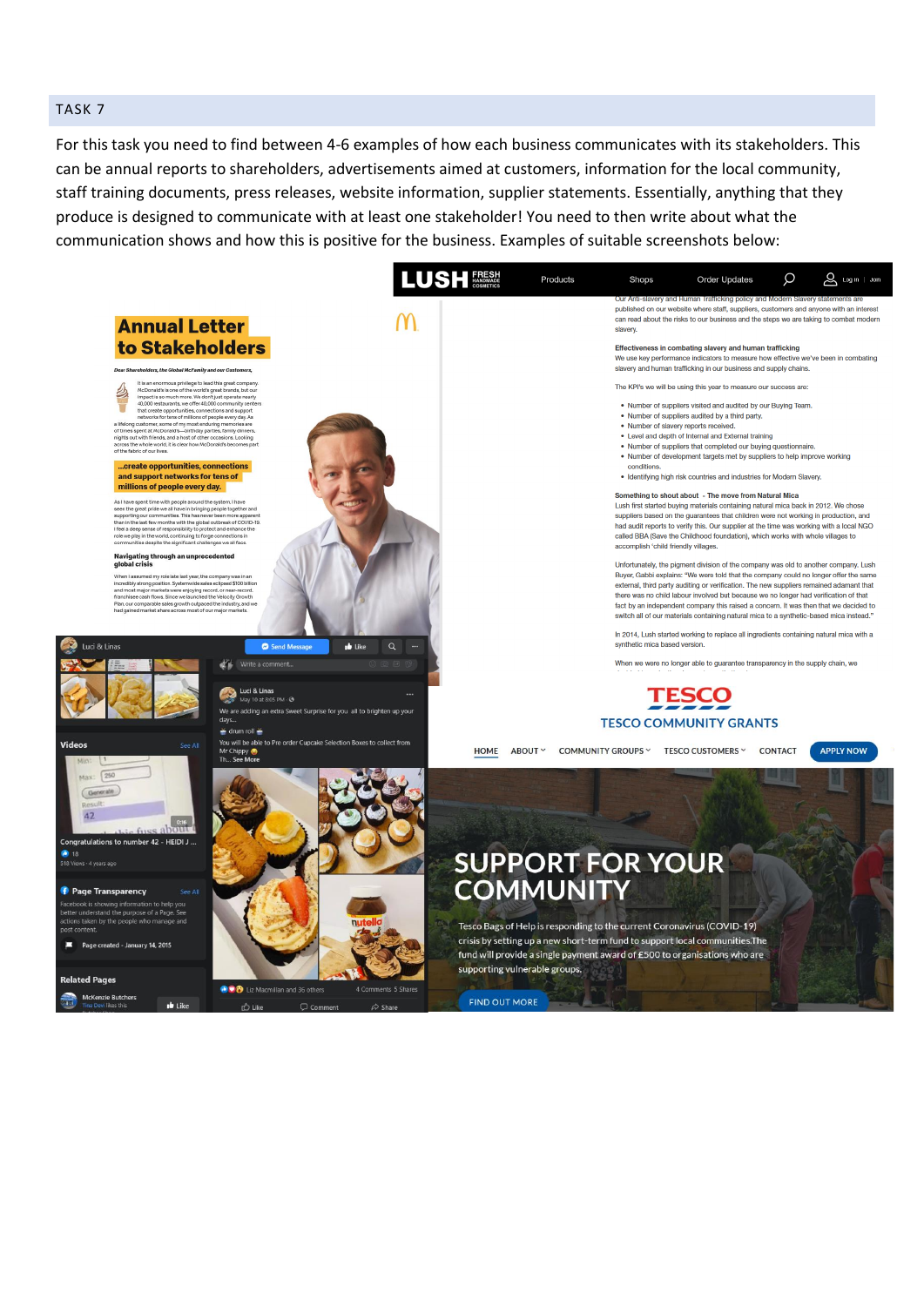## TASK 7

For this task you need to find between 4-6 examples of how each business communicates with its stakeholders. This can be annual reports to shareholders, advertisements aimed at customers, information for the local community, staff training documents, press releases, website information, supplier statements. Essentially, anything that they produce is designed to communicate with at least one stakeholder! You need to then write about what the communication shows and how this is positive for the business. Examples of suitable screenshots below: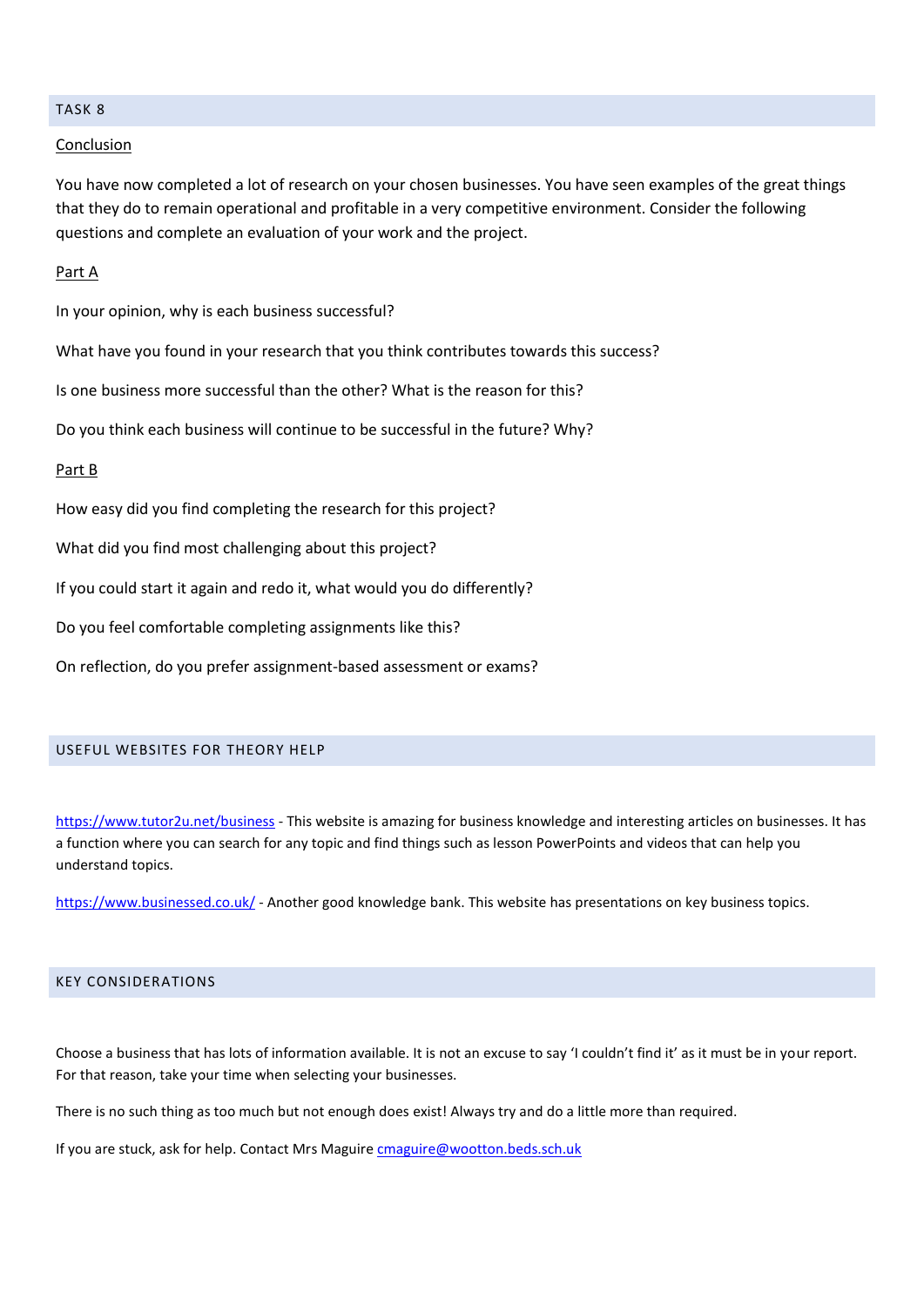## TASK 8

<u>Conclusion</u>

You have now completed a lot of research on your chosen businesses. You have seen examples of the great things that they do to remain operational and profitable in a very competitive environment. Consider the following questions and complete an evaluation of your work and the project.

<u>Part A</u>

In your opinion, why is each business successful?

What have you found in your research that you think contributes towards this success?

Is one business more successful than the other? What is the reason for this?

Do you think each business will continue to be successful in the future? Why?

<u>Part B</u>

How easy did you find completing the research for this project?

What did you find most challenging about this project?

If you could start it again and redo it, what would you do differently?

Do you feel comfortable completing assignments like this?

On reflection, do you prefer assignment-based assessment or exams?

## USEFUL WEBSITES FOR THEORY HELP

https://www.tutor2u.net/business - This website is amazing for business knowledge and interesting articles on businesses. It has a function where you can search for any topic and find things such as lesson PowerPoints and videos that can help you understand topics.

https://www.businessed.co.uk/ - Another good knowledge bank. This website has presentations on key business topics.

## KEY CONSIDERATIONS

Choose a business that has lots of information available. It is not an excuse to say 'I couldn't find it' as it must be in your report. For that reason, take your time when selecting your businesses.

There is no such thing as too much but not enough does exist! Always try and do a little more than required.

If you are stuck, ask for help. Contact Mrs Maguire cmaguire@wootton.beds.sch.uk